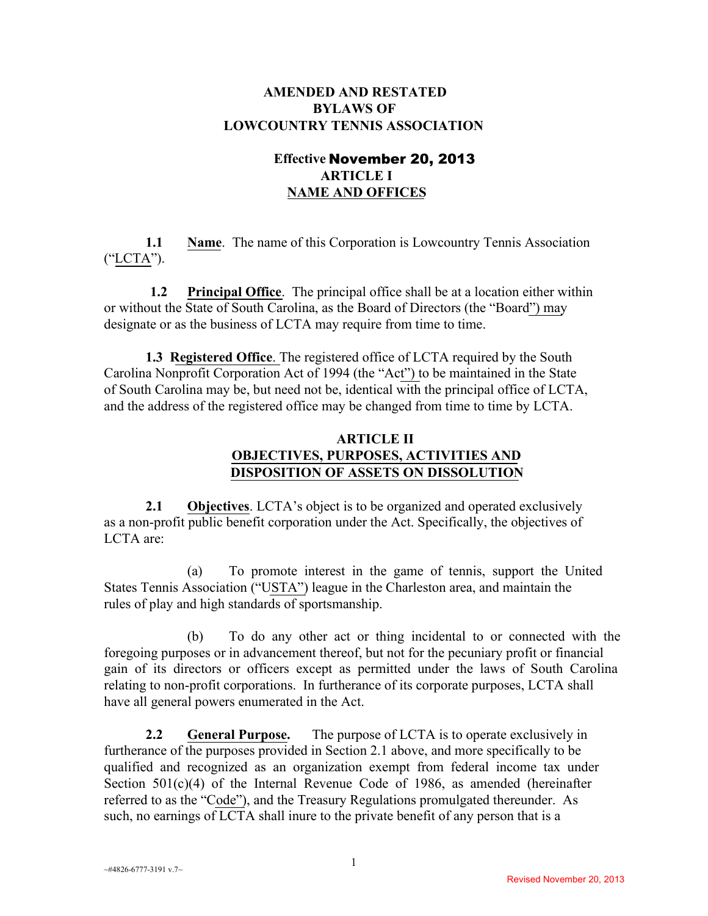# AMENDED AND RESTATED BYLAWS OF LOWCOUNTRY TENNIS ASSOCIATION

**Effective November 20, 2013**

## ARTICLE I
## NAME AND OFFICES

**1.1 Name**. The name of this Corporation is Lowcountry Tennis Association ("LCTA").

**1.2 Principal Office**. The principal office shall be at a location either within or without the State of South Carolina, as the Board of Directors (the "Board") may designate or as the business of LCTA may require from time to time.

**1.3 Registered Office**. The registered office of LCTA required by the South Carolina Nonprofit Corporation Act of 1994 (the "Act") to be maintained in the State of South Carolina may be, but need not be, identical with the principal office of LCTA, and the address of the registered office may be changed from time to time by LCTA.

## ARTICLE II
## OBJECTIVES, PURPOSES, ACTIVITIES AND DISPOSITION OF ASSETS ON DISSOLUTION

**2.1 Objectives**. LCTA's object is to be organized and operated exclusively as a non-profit public benefit corporation under the Act. Specifically, the objectives of LCTA are:

(a) To promote interest in the game of tennis, support the United States Tennis Association ("USTA") league in the Charleston area, and maintain the rules of play and high standards of sportsmanship.

(b) To do any other act or thing incidental to or connected with the foregoing purposes or in advancement thereof, but not for the pecuniary profit or financial gain of its directors or officers except as permitted under the laws of South Carolina relating to non-profit corporations. In furtherance of its corporate purposes, LCTA shall have all general powers enumerated in the Act.

**2.2 General Purpose.** The purpose of LCTA is to operate exclusively in furtherance of the purposes provided in Section 2.1 above, and more specifically to be qualified and recognized as an organization exempt from federal income tax under Section 501(c)(4) of the Internal Revenue Code of 1986, as amended (hereinafter referred to as the "Code"), and the Treasury Regulations promulgated thereunder. As such, no earnings of LCTA shall inure to the private benefit of any person that is a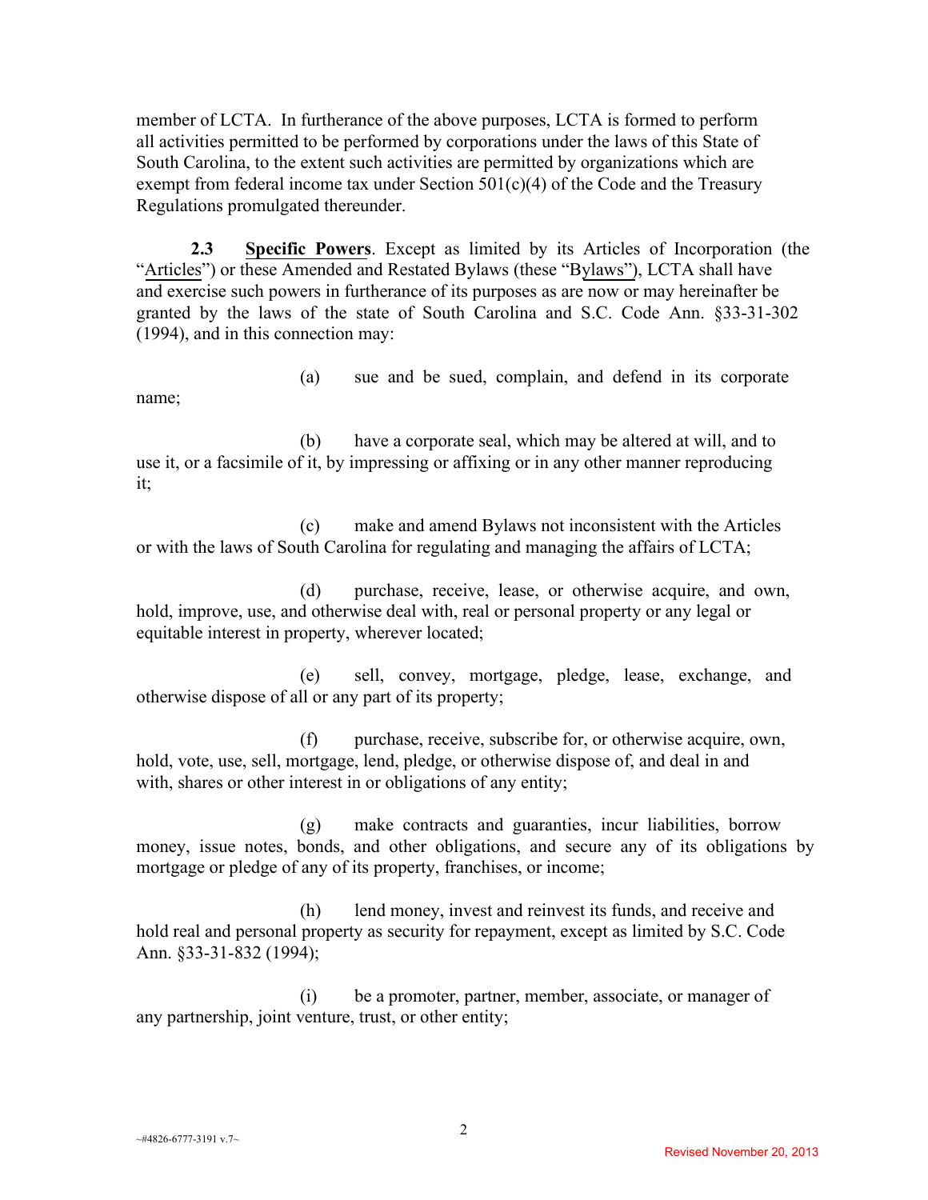member of LCTA. In furtherance of the above purposes, LCTA is formed to perform all activities permitted to be performed by corporations under the laws of this State of South Carolina, to the extent such activities are permitted by organizations which are exempt from federal income tax under Section 501(c)(4) of the Code and the Treasury Regulations promulgated thereunder.

**2.3 Specific Powers**. Except as limited by its Articles of Incorporation (the "Articles") or these Amended and Restated Bylaws (these "Bylaws"), LCTA shall have and exercise such powers in furtherance of its purposes as are now or may hereinafter be granted by the laws of the state of South Carolina and S.C. Code Ann. §33-31-302 (1994), and in this connection may:

(a) sue and be sued, complain, and defend in its corporate name;

(b) have a corporate seal, which may be altered at will, and to use it, or a facsimile of it, by impressing or affixing or in any other manner reproducing it;

(c) make and amend Bylaws not inconsistent with the Articles or with the laws of South Carolina for regulating and managing the affairs of LCTA;

(d) purchase, receive, lease, or otherwise acquire, and own, hold, improve, use, and otherwise deal with, real or personal property or any legal or equitable interest in property, wherever located;

(e) sell, convey, mortgage, pledge, lease, exchange, and otherwise dispose of all or any part of its property;

(f) purchase, receive, subscribe for, or otherwise acquire, own, hold, vote, use, sell, mortgage, lend, pledge, or otherwise dispose of, and deal in and with, shares or other interest in or obligations of any entity;

(g) make contracts and guaranties, incur liabilities, borrow money, issue notes, bonds, and other obligations, and secure any of its obligations by mortgage or pledge of any of its property, franchises, or income;

(h) lend money, invest and reinvest its funds, and receive and hold real and personal property as security for repayment, except as limited by S.C. Code Ann. §33-31-832 (1994);

(i) be a promoter, partner, member, associate, or manager of any partnership, joint venture, trust, or other entity;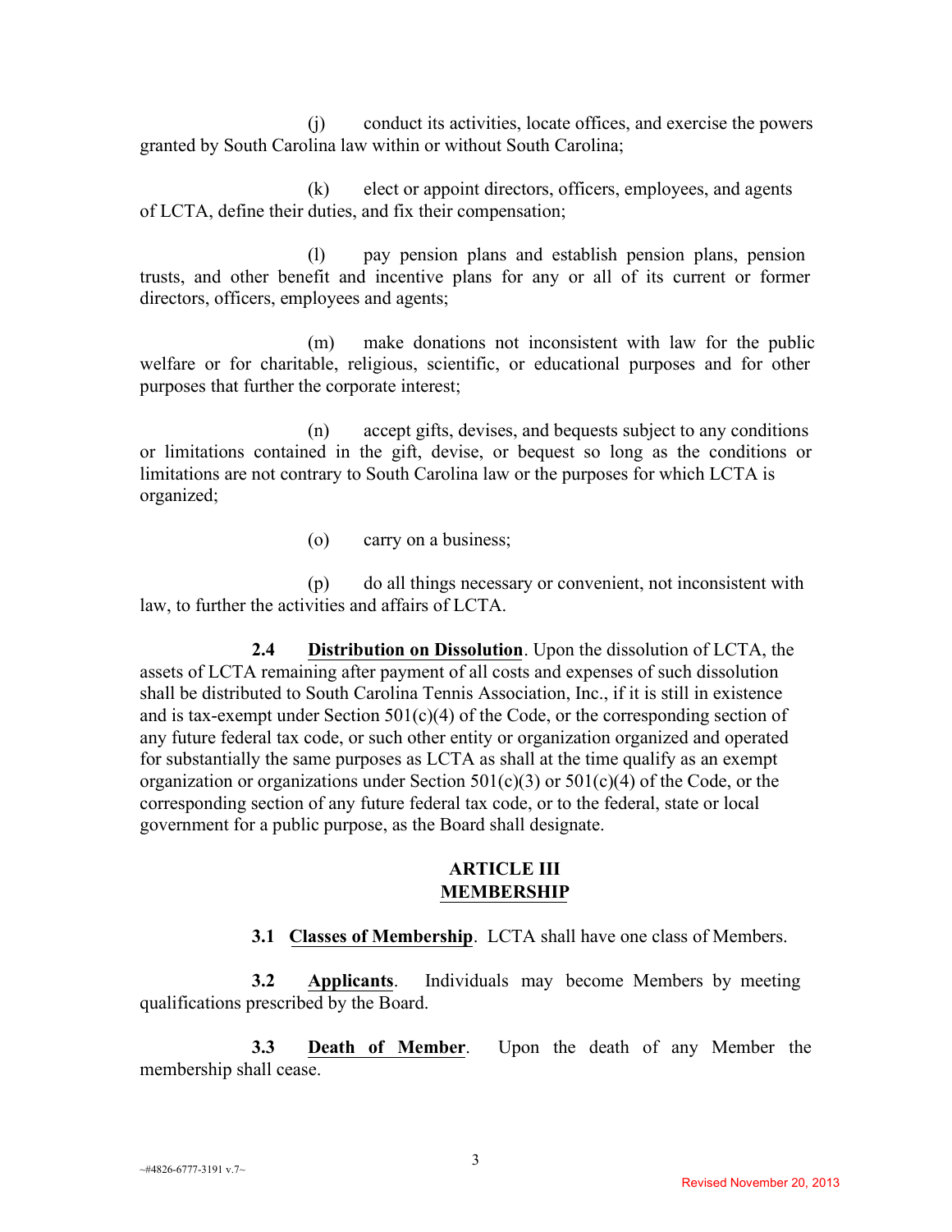(j) conduct its activities, locate offices, and exercise the powers granted by South Carolina law within or without South Carolina;

(k) elect or appoint directors, officers, employees, and agents of LCTA, define their duties, and fix their compensation;

(l) pay pension plans and establish pension plans, pension trusts, and other benefit and incentive plans for any or all of its current or former directors, officers, employees and agents;

(m) make donations not inconsistent with law for the public welfare or for charitable, religious, scientific, or educational purposes and for other purposes that further the corporate interest;

(n) accept gifts, devises, and bequests subject to any conditions or limitations contained in the gift, devise, or bequest so long as the conditions or limitations are not contrary to South Carolina law or the purposes for which LCTA is organized;

(o) carry on a business;

(p) do all things necessary or convenient, not inconsistent with law, to further the activities and affairs of LCTA.

**2.4 Distribution on Dissolution**. Upon the dissolution of LCTA, the assets of LCTA remaining after payment of all costs and expenses of such dissolution shall be distributed to South Carolina Tennis Association, Inc., if it is still in existence and is tax-exempt under Section 501(c)(4) of the Code, or the corresponding section of any future federal tax code, or such other entity or organization organized and operated for substantially the same purposes as LCTA as shall at the time qualify as an exempt organization or organizations under Section 501(c)(3) or 501(c)(4) of the Code, or the corresponding section of any future federal tax code, or to the federal, state or local government for a public purpose, as the Board shall designate.

## ARTICLE III
## MEMBERSHIP

**3.1 Classes of Membership**. LCTA shall have one class of Members.

**3.2 Applicants**. Individuals may become Members by meeting qualifications prescribed by the Board.

**3.3 Death of Member**. Upon the death of any Member the membership shall cease.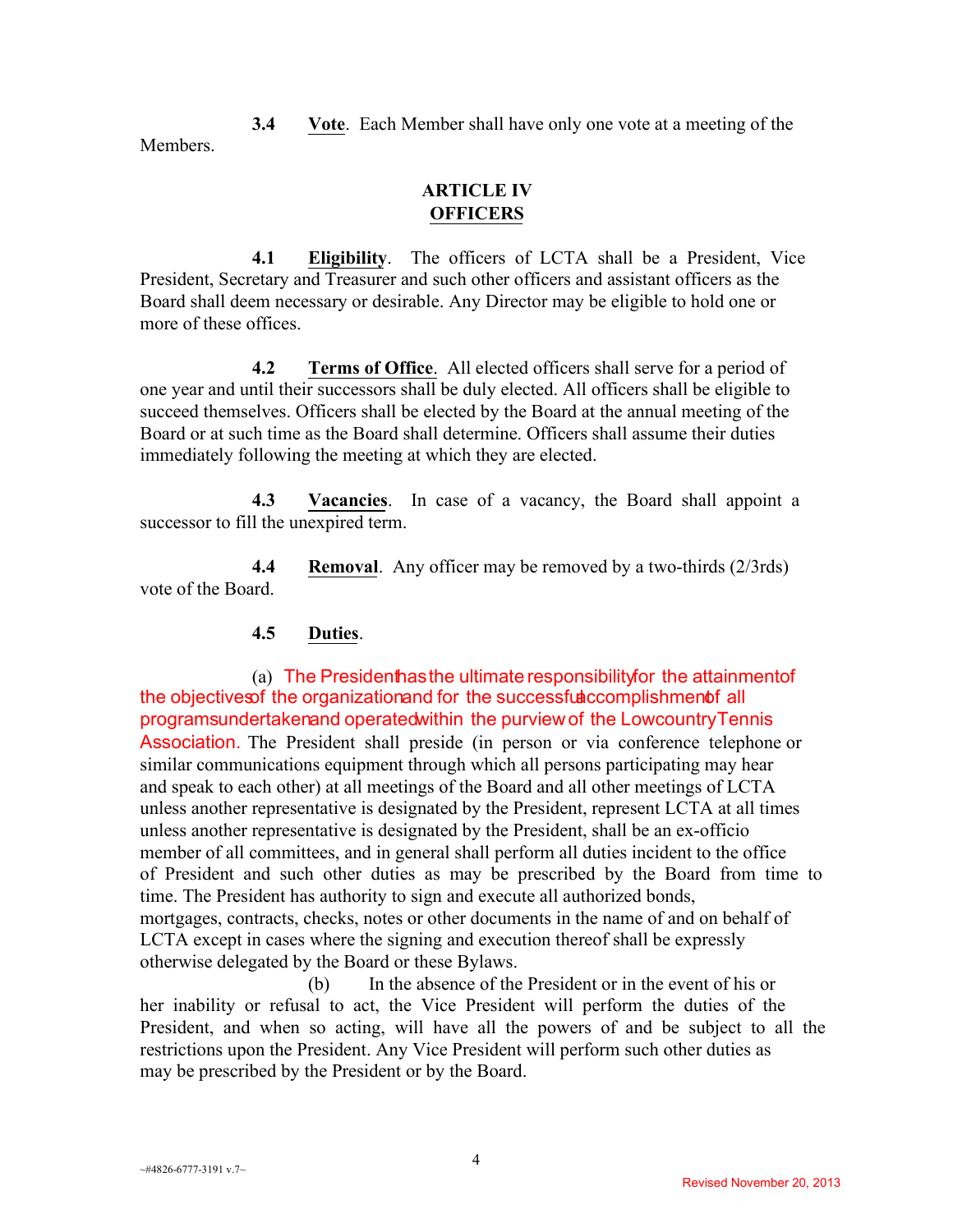**3.4** **Vote**. Each Member shall have only one vote at a meeting of the Members.

## ARTICLE IV
## OFFICERS

**4.1** **Eligibility**. The officers of LCTA shall be a President, Vice President, Secretary and Treasurer and such other officers and assistant officers as the Board shall deem necessary or desirable. Any Director may be eligible to hold one or more of these offices.

**4.2** **Terms of Office**. All elected officers shall serve for a period of one year and until their successors shall be duly elected. All officers shall be eligible to succeed themselves. Officers shall be elected by the Board at the annual meeting of the Board or at such time as the Board shall determine. Officers shall assume their duties immediately following the meeting at which they are elected.

**4.3** **Vacancies**. In case of a vacancy, the Board shall appoint a successor to fill the unexpired term.

**4.4** **Removal**. Any officer may be removed by a two-thirds (2/3rds) vote of the Board.

**4.5** **Duties**.

(a) The President has the ultimate responsibility for the attainment of the objectives of the organization and for the successful accomplishment of all programs undertaken and operated within the purview of the Lowcountry Tennis Association. The President shall preside (in person or via conference telephone or similar communications equipment through which all persons participating may hear and speak to each other) at all meetings of the Board and all other meetings of LCTA unless another representative is designated by the President, represent LCTA at all times unless another representative is designated by the President, shall be an ex-officio member of all committees, and in general shall perform all duties incident to the office of President and such other duties as may be prescribed by the Board from time to time. The President has authority to sign and execute all authorized bonds, mortgages, contracts, checks, notes or other documents in the name of and on behalf of LCTA except in cases where the signing and execution thereof shall be expressly otherwise delegated by the Board or these Bylaws.

(b) In the absence of the President or in the event of his or her inability or refusal to act, the Vice President will perform the duties of the President, and when so acting, will have all the powers of and be subject to all the restrictions upon the President. Any Vice President will perform such other duties as may be prescribed by the President or by the Board.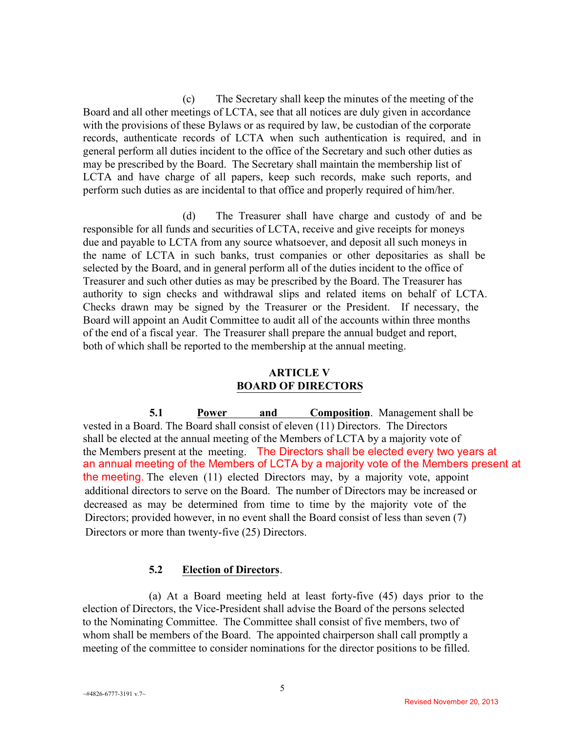(c) The Secretary shall keep the minutes of the meeting of the Board and all other meetings of LCTA, see that all notices are duly given in accordance with the provisions of these Bylaws or as required by law, be custodian of the corporate records, authenticate records of LCTA when such authentication is required, and in general perform all duties incident to the office of the Secretary and such other duties as may be prescribed by the Board. The Secretary shall maintain the membership list of LCTA and have charge of all papers, keep such records, make such reports, and perform such duties as are incidental to that office and properly required of him/her.

(d) The Treasurer shall have charge and custody of and be responsible for all funds and securities of LCTA, receive and give receipts for moneys due and payable to LCTA from any source whatsoever, and deposit all such moneys in the name of LCTA in such banks, trust companies or other depositaries as shall be selected by the Board, and in general perform all of the duties incident to the office of Treasurer and such other duties as may be prescribed by the Board. The Treasurer has authority to sign checks and withdrawal slips and related items on behalf of LCTA. Checks drawn may be signed by the Treasurer or the President. If necessary, the Board will appoint an Audit Committee to audit all of the accounts within three months of the end of a fiscal year. The Treasurer shall prepare the annual budget and report, both of which shall be reported to the membership at the annual meeting.

## ARTICLE V
## BOARD OF DIRECTORS

**5.1 Power and Composition**. Management shall be vested in a Board. The Board shall consist of eleven (11) Directors. The Directors shall be elected at the annual meeting of the Members of LCTA by a majority vote of the Members present at the meeting. The Directors shall be elected every two years at an annual meeting of the Members of LCTA by a majority vote of the Members present at the meeting. The eleven (11) elected Directors may, by a majority vote, appoint additional directors to serve on the Board. The number of Directors may be increased or decreased as may be determined from time to time by the majority vote of the Directors; provided however, in no event shall the Board consist of less than seven (7) Directors or more than twenty-five (25) Directors.

**5.2 Election of Directors**.

(a) At a Board meeting held at least forty-five (45) days prior to the election of Directors, the Vice-President shall advise the Board of the persons selected to the Nominating Committee. The Committee shall consist of five members, two of whom shall be members of the Board. The appointed chairperson shall call promptly a meeting of the committee to consider nominations for the director positions to be filled.

Revised November 20, 2013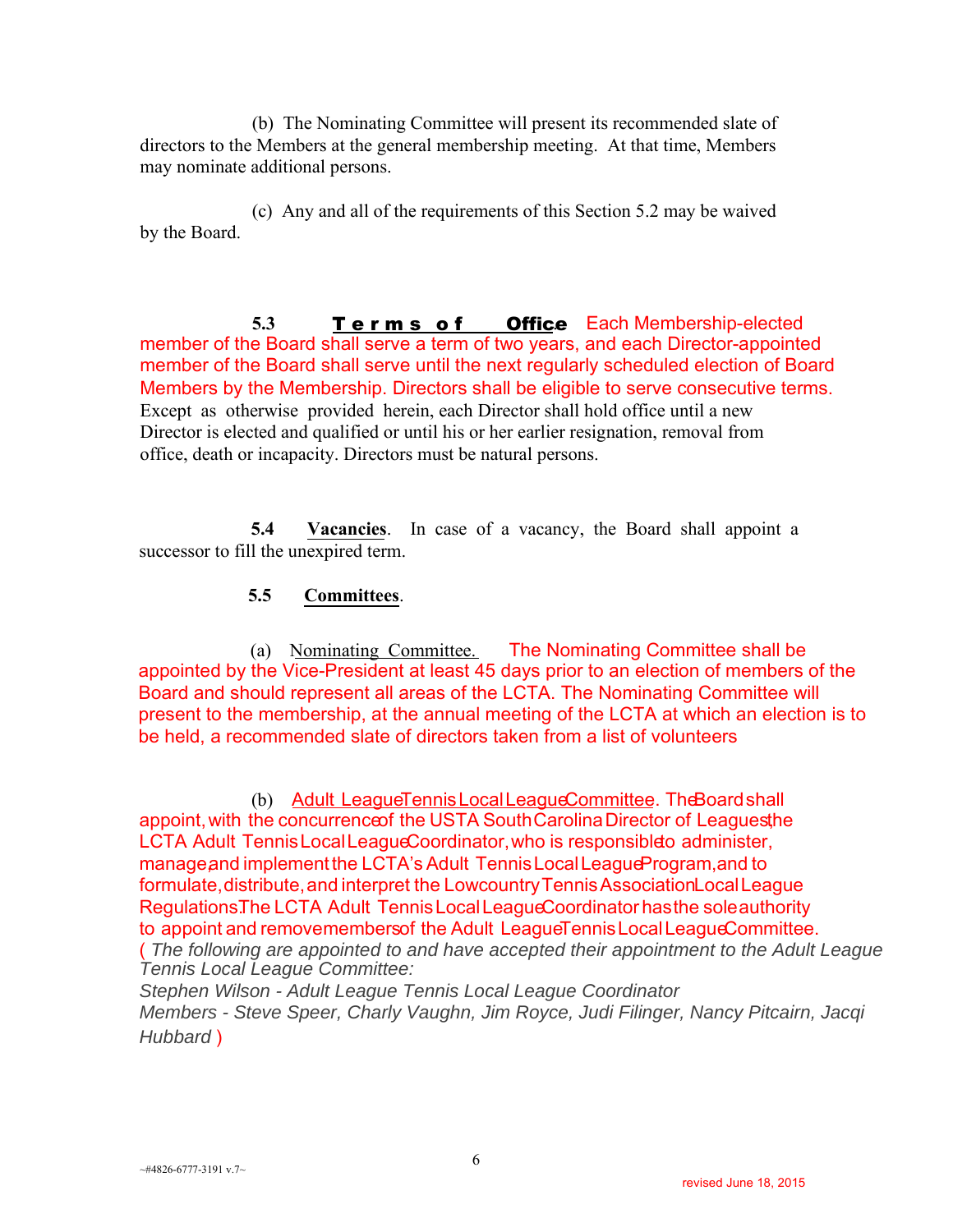(b) The Nominating Committee will present its recommended slate of directors to the Members at the general membership meeting. At that time, Members may nominate additional persons.

(c) Any and all of the requirements of this Section 5.2 may be waived by the Board.

**5.3 Terms of Office** Each Membership-elected member of the Board shall serve a term of two years, and each Director-appointed member of the Board shall serve until the next regularly scheduled election of Board Members by the Membership. Directors shall be eligible to serve consecutive terms. Except as otherwise provided herein, each Director shall hold office until a new Director is elected and qualified or until his or her earlier resignation, removal from office, death or incapacity. Directors must be natural persons.

**5.4 Vacancies**. In case of a vacancy, the Board shall appoint a successor to fill the unexpired term.

**5.5 Committees**.

(a) Nominating Committee. The Nominating Committee shall be appointed by the Vice-President at least 45 days prior to an election of members of the Board and should represent all areas of the LCTA. The Nominating Committee will present to the membership, at the annual meeting of the LCTA at which an election is to be held, a recommended slate of directors taken from a list of volunteers

(b) Adult League Tennis Local League Committee. The Board shall appoint, with the concurrence of the USTA South Carolina Director of Leagues, the LCTA Adult Tennis Local League Coordinator, who is responsible to administer, manage, and implement the LCTA's Adult Tennis Local League Program, and to formulate, distribute, and interpret the Lowcountry Tennis Association Local League Regulations. The LCTA Adult Tennis Local League Coordinator has the sole authority to appoint and remove members of the Adult League Tennis Local League Committee. ( *The following are appointed to and have accepted their appointment to the Adult League Tennis Local League Committee:*

*Stephen Wilson - Adult League Tennis Local League Coordinator*

*Members - Steve Speer, Charly Vaughn, Jim Royce, Judi Filinger, Nancy Pitcairn, Jacqi Hubbard* )

~#4826-6777-3191 v.7~

revised June 18, 2015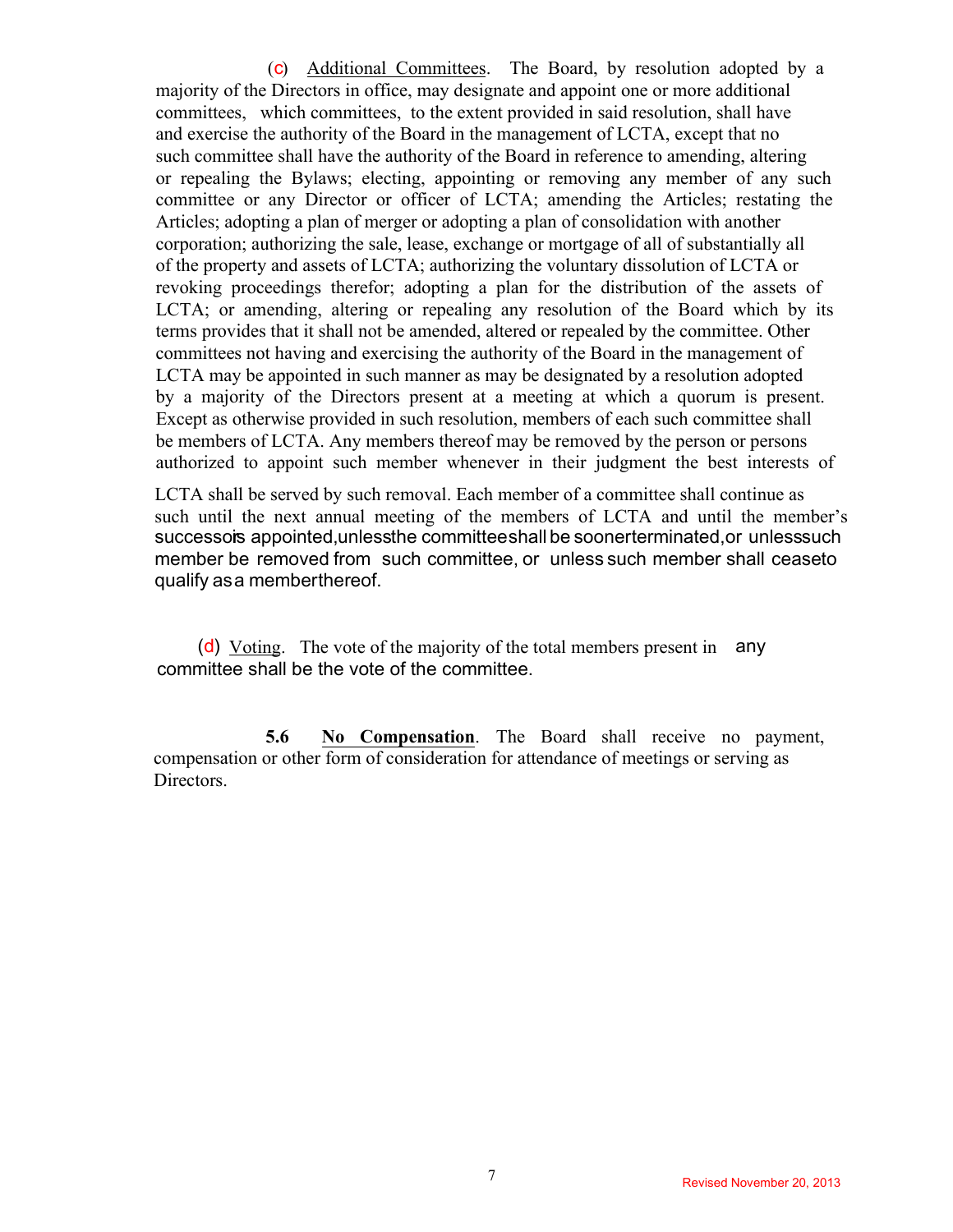(c) Additional Committees. The Board, by resolution adopted by a majority of the Directors in office, may designate and appoint one or more additional committees, which committees, to the extent provided in said resolution, shall have and exercise the authority of the Board in the management of LCTA, except that no such committee shall have the authority of the Board in reference to amending, altering or repealing the Bylaws; electing, appointing or removing any member of any such committee or any Director or officer of LCTA; amending the Articles; restating the Articles; adopting a plan of merger or adopting a plan of consolidation with another corporation; authorizing the sale, lease, exchange or mortgage of all of substantially all of the property and assets of LCTA; authorizing the voluntary dissolution of LCTA or revoking proceedings therefor; adopting a plan for the distribution of the assets of LCTA; or amending, altering or repealing any resolution of the Board which by its terms provides that it shall not be amended, altered or repealed by the committee. Other committees not having and exercising the authority of the Board in the management of LCTA may be appointed in such manner as may be designated by a resolution adopted by a majority of the Directors present at a meeting at which a quorum is present. Except as otherwise provided in such resolution, members of each such committee shall be members of LCTA. Any members thereof may be removed by the person or persons authorized to appoint such member whenever in their judgment the best interests of LCTA shall be served by such removal. Each member of a committee shall continue as such until the next annual meeting of the members of LCTA and until the member's successor is appointed, unless the committee shall be sooner terminated, or unless such member be removed from such committee, or unless such member shall cease to qualify as a member thereof.

(d) Voting. The vote of the majority of the total members present in any committee shall be the vote of the committee.

**5.6 No Compensation**. The Board shall receive no payment, compensation or other form of consideration for attendance of meetings or serving as Directors.

Revised November 20, 2013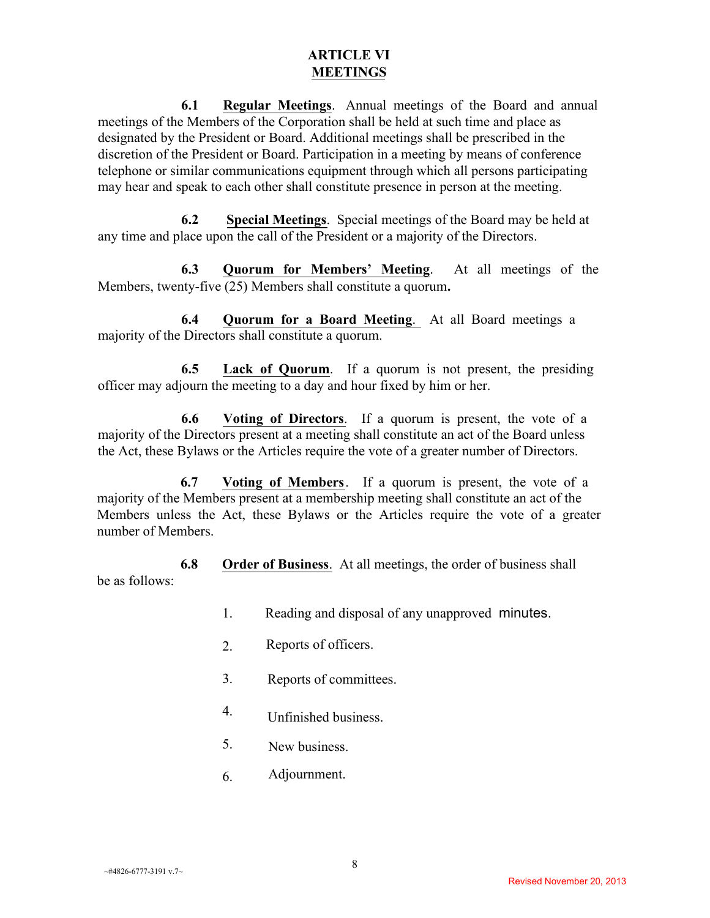# ARTICLE VI
## MEETINGS

**6.1 Regular Meetings**. Annual meetings of the Board and annual meetings of the Members of the Corporation shall be held at such time and place as designated by the President or Board. Additional meetings shall be prescribed in the discretion of the President or Board. Participation in a meeting by means of conference telephone or similar communications equipment through which all persons participating may hear and speak to each other shall constitute presence in person at the meeting.

**6.2 Special Meetings**. Special meetings of the Board may be held at any time and place upon the call of the President or a majority of the Directors.

**6.3 Quorum for Members' Meeting**. At all meetings of the Members, twenty-five (25) Members shall constitute a quorum**.**

**6.4 Quorum for a Board Meeting**. At all Board meetings a majority of the Directors shall constitute a quorum.

**6.5 Lack of Quorum**. If a quorum is not present, the presiding officer may adjourn the meeting to a day and hour fixed by him or her.

**6.6 Voting of Directors**. If a quorum is present, the vote of a majority of the Directors present at a meeting shall constitute an act of the Board unless the Act, these Bylaws or the Articles require the vote of a greater number of Directors.

**6.7 Voting of Members**. If a quorum is present, the vote of a majority of the Members present at a membership meeting shall constitute an act of the Members unless the Act, these Bylaws or the Articles require the vote of a greater number of Members.

**6.8 Order of Business**. At all meetings, the order of business shall be as follows:

1. Reading and disposal of any unapproved minutes.
2. Reports of officers.
3. Reports of committees.
4. Unfinished business.
5. New business.
6. Adjournment.

~#4826-6777-3191 v.7~

Revised November 20, 2013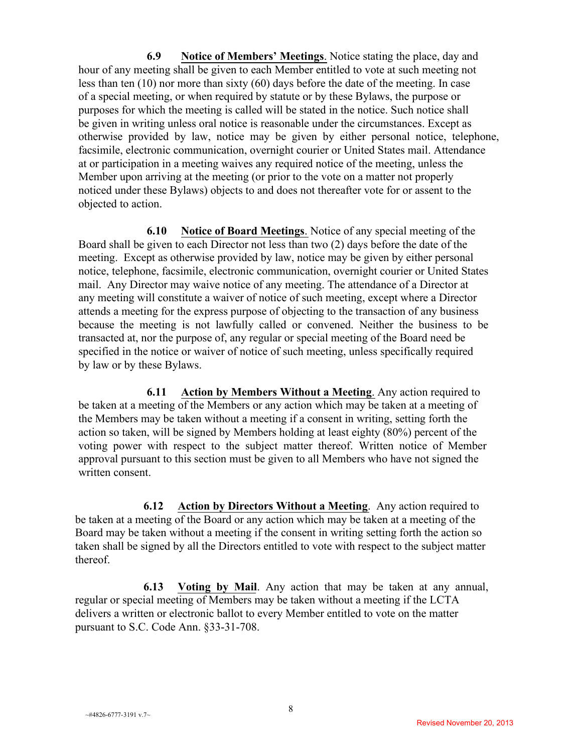**6.9 Notice of Members' Meetings**. Notice stating the place, day and hour of any meeting shall be given to each Member entitled to vote at such meeting not less than ten (10) nor more than sixty (60) days before the date of the meeting. In case of a special meeting, or when required by statute or by these Bylaws, the purpose or purposes for which the meeting is called will be stated in the notice. Such notice shall be given in writing unless oral notice is reasonable under the circumstances. Except as otherwise provided by law, notice may be given by either personal notice, telephone, facsimile, electronic communication, overnight courier or United States mail. Attendance at or participation in a meeting waives any required notice of the meeting, unless the Member upon arriving at the meeting (or prior to the vote on a matter not properly noticed under these Bylaws) objects to and does not thereafter vote for or assent to the objected to action.

**6.10 Notice of Board Meetings**. Notice of any special meeting of the Board shall be given to each Director not less than two (2) days before the date of the meeting. Except as otherwise provided by law, notice may be given by either personal notice, telephone, facsimile, electronic communication, overnight courier or United States mail. Any Director may waive notice of any meeting. The attendance of a Director at any meeting will constitute a waiver of notice of such meeting, except where a Director attends a meeting for the express purpose of objecting to the transaction of any business because the meeting is not lawfully called or convened. Neither the business to be transacted at, nor the purpose of, any regular or special meeting of the Board need be specified in the notice or waiver of notice of such meeting, unless specifically required by law or by these Bylaws.

**6.11 Action by Members Without a Meeting**. Any action required to be taken at a meeting of the Members or any action which may be taken at a meeting of the Members may be taken without a meeting if a consent in writing, setting forth the action so taken, will be signed by Members holding at least eighty (80%) percent of the voting power with respect to the subject matter thereof. Written notice of Member approval pursuant to this section must be given to all Members who have not signed the written consent.

**6.12 Action by Directors Without a Meeting**. Any action required to be taken at a meeting of the Board or any action which may be taken at a meeting of the Board may be taken without a meeting if the consent in writing setting forth the action so taken shall be signed by all the Directors entitled to vote with respect to the subject matter thereof.

**6.13 Voting by Mail**. Any action that may be taken at any annual, regular or special meeting of Members may be taken without a meeting if the LCTA delivers a written or electronic ballot to every Member entitled to vote on the matter pursuant to S.C. Code Ann. §33-31-708.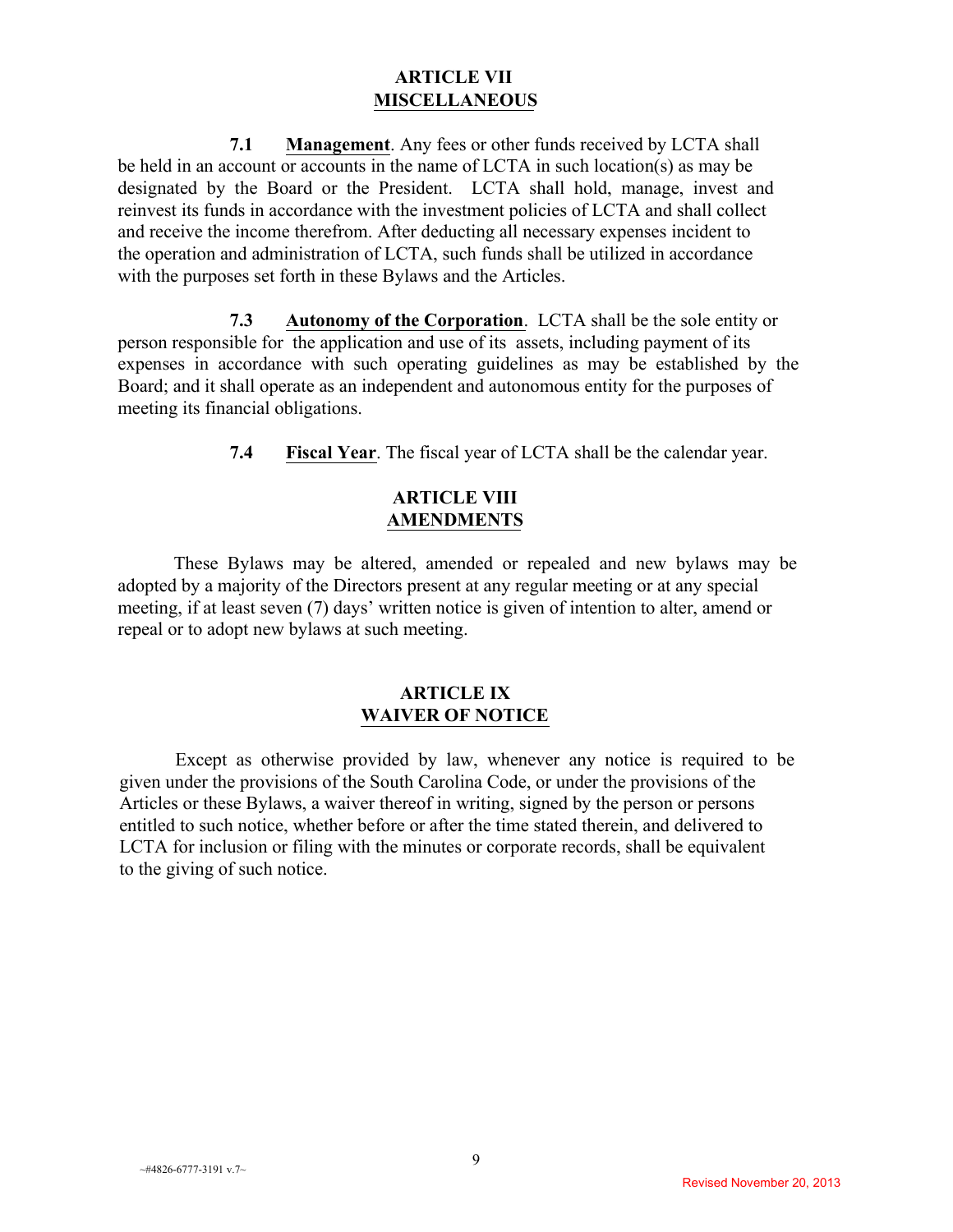## ARTICLE VII
## MISCELLANEOUS

**7.1 Management**. Any fees or other funds received by LCTA shall be held in an account or accounts in the name of LCTA in such location(s) as may be designated by the Board or the President. LCTA shall hold, manage, invest and reinvest its funds in accordance with the investment policies of LCTA and shall collect and receive the income therefrom. After deducting all necessary expenses incident to the operation and administration of LCTA, such funds shall be utilized in accordance with the purposes set forth in these Bylaws and the Articles.

**7.3 Autonomy of the Corporation**. LCTA shall be the sole entity or person responsible for the application and use of its assets, including payment of its expenses in accordance with such operating guidelines as may be established by the Board; and it shall operate as an independent and autonomous entity for the purposes of meeting its financial obligations.

**7.4 Fiscal Year**. The fiscal year of LCTA shall be the calendar year.

## ARTICLE VIII
## AMENDMENTS

These Bylaws may be altered, amended or repealed and new bylaws may be adopted by a majority of the Directors present at any regular meeting or at any special meeting, if at least seven (7) days' written notice is given of intention to alter, amend or repeal or to adopt new bylaws at such meeting.

## ARTICLE IX
## WAIVER OF NOTICE

Except as otherwise provided by law, whenever any notice is required to be given under the provisions of the South Carolina Code, or under the provisions of the Articles or these Bylaws, a waiver thereof in writing, signed by the person or persons entitled to such notice, whether before or after the time stated therein, and delivered to LCTA for inclusion or filing with the minutes or corporate records, shall be equivalent to the giving of such notice.

~#4826-6777-3191 v.7~

Revised November 20, 2013